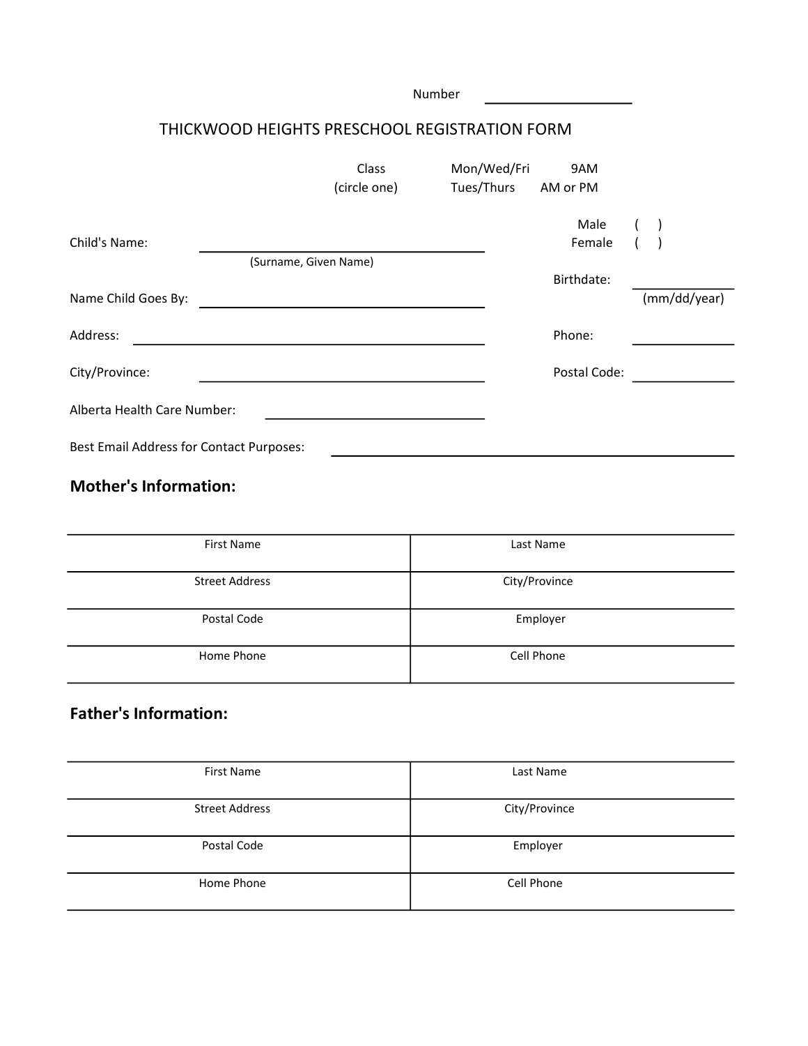Number ____________________

# THICKWOOD HEIGHTS PRESCHOOL REGISTRATION FORM

| Class (circle one) | Mon/Wed/Fri | 9AM |
| --- | --- | --- |
| | Tues/Thurs | AM or PM |

Male ( )
Female ( )

Child's Name: ______________________________
(Surname, Given Name)

Birthdate: ______________ (mm/dd/year)

Name Child Goes By: ______________________________

Address: ______________________________

Phone: ______________

City/Province: ______________________________

Postal Code: ______________

Alberta Health Care Number: ______________________________

Best Email Address for Contact Purposes: ______________________________

## Mother's Information:

| First Name | Last Name |
| --- | --- |
| Street Address | City/Province |
| Postal Code | Employer |
| Home Phone | Cell Phone |

## Father's Information:

| First Name | Last Name |
| --- | --- |
| Street Address | City/Province |
| Postal Code | Employer |
| Home Phone | Cell Phone |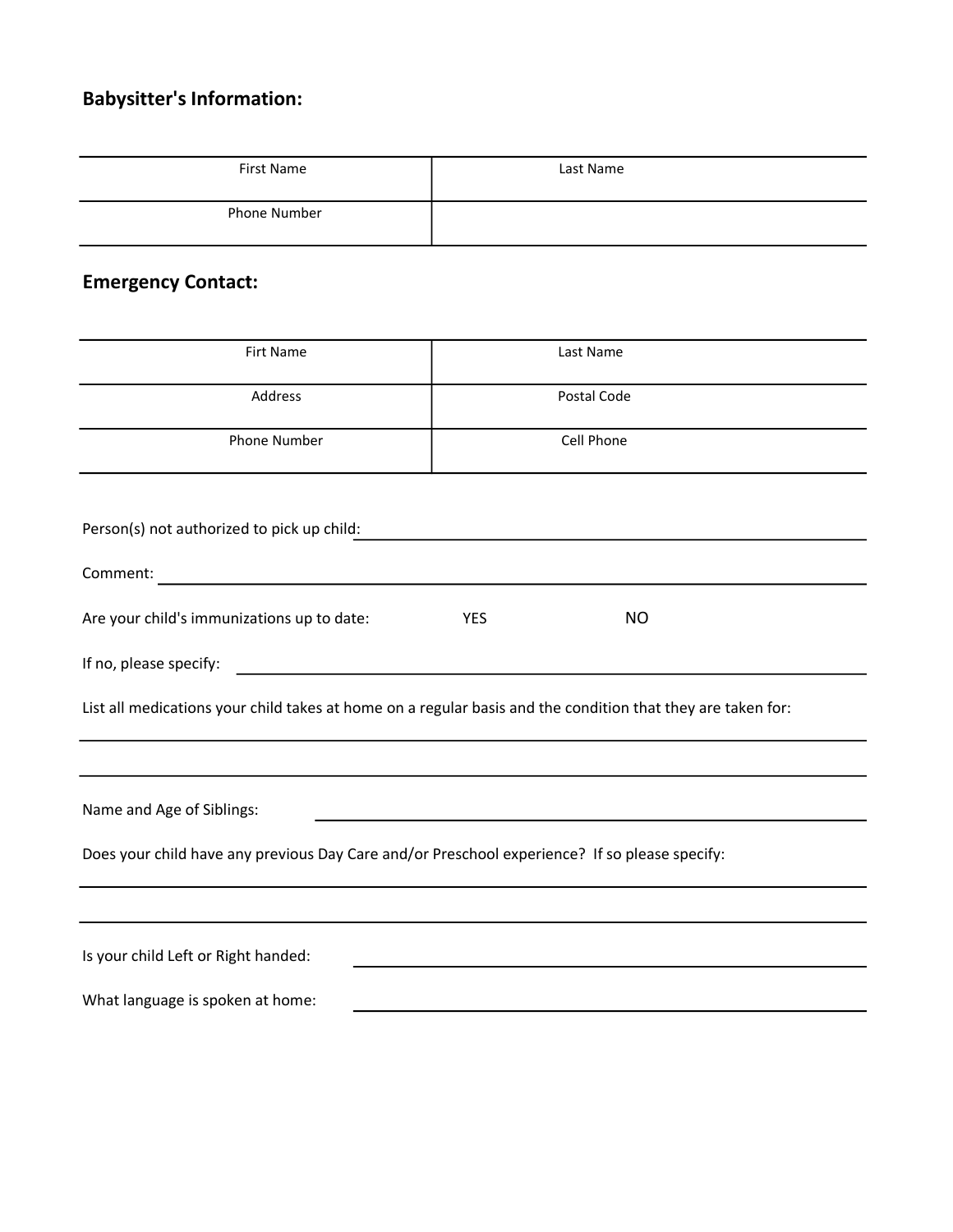## Babysitter's Information:

| First Name | Last Name |
|---|---|
| Phone Number | |

## Emergency Contact:

| Firt Name | Last Name |
|---|---|
| Address | Postal Code |
| Phone Number | Cell Phone |

Person(s) not authorized to pick up child: ______________________________

Comment: ______________________________

Are your child's immunizations up to date: YES NO

If no, please specify: ______________________________

List all medications your child takes at home on a regular basis and the condition that they are taken for:

______________________________

______________________________

Name and Age of Siblings: ______________________________

Does your child have any previous Day Care and/or Preschool experience? If so please specify:

______________________________

______________________________

Is your child Left or Right handed: ______________________________

What language is spoken at home: ______________________________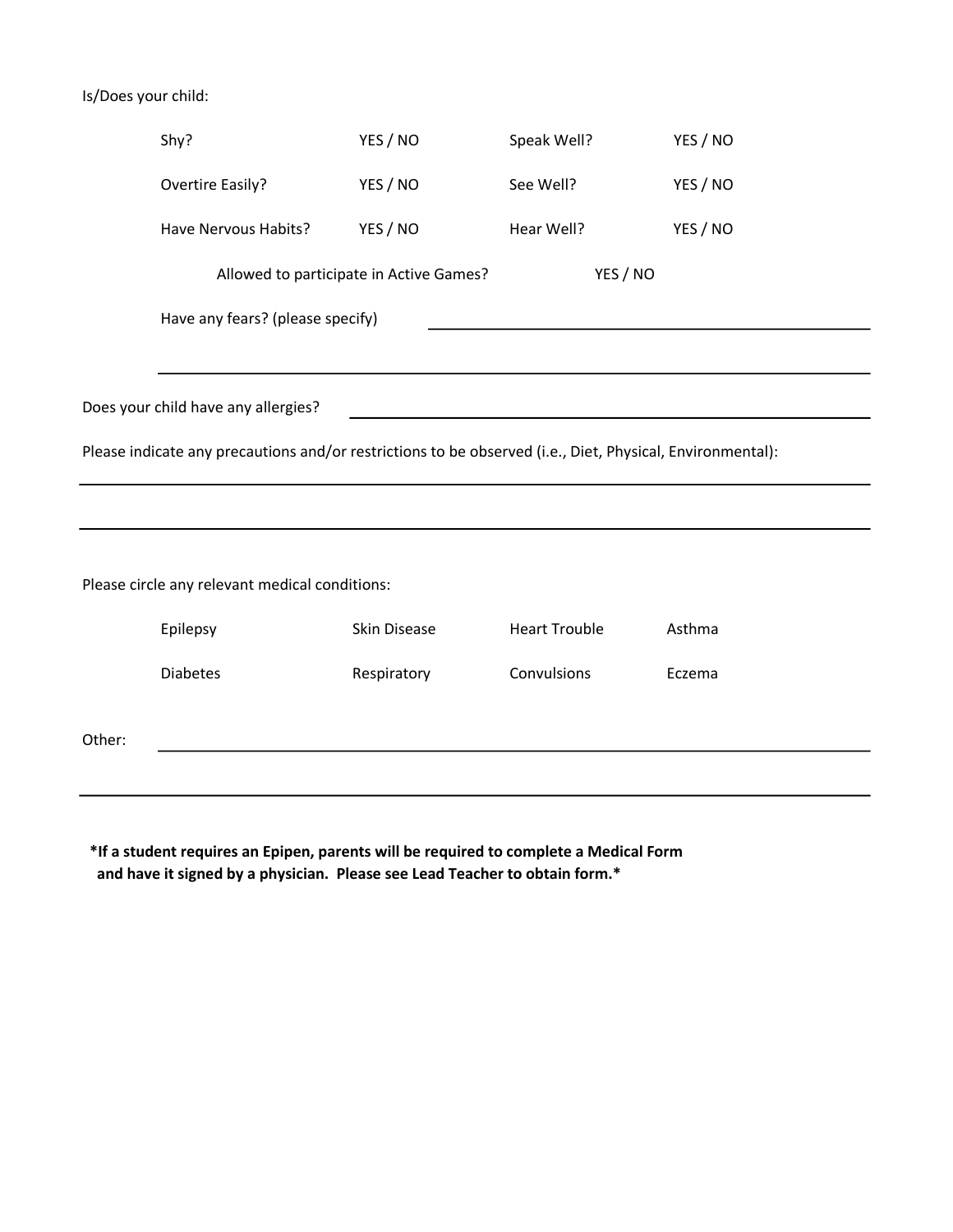Is/Does your child:

| | | | |
|---|---|---|---|
| Shy? | YES / NO | Speak Well? | YES / NO |
| Overtire Easily? | YES / NO | See Well? | YES / NO |
| Have Nervous Habits? | YES / NO | Hear Well? | YES / NO |

Allowed to participate in Active Games? YES / NO

Have any fears? (please specify) ______________________________

______________________________

Does your child have any allergies? ______________________________

Please indicate any precautions and/or restrictions to be observed (i.e., Diet, Physical, Environmental):

______________________________

______________________________

Please circle any relevant medical conditions:

| | | | |
|---|---|---|---|
| Epilepsy | Skin Disease | Heart Trouble | Asthma |
| Diabetes | Respiratory | Convulsions | Eczema |

Other: ______________________________

______________________________

**\*If a student requires an Epipen, parents will be required to complete a Medical Form and have it signed by a physician. Please see Lead Teacher to obtain form.\***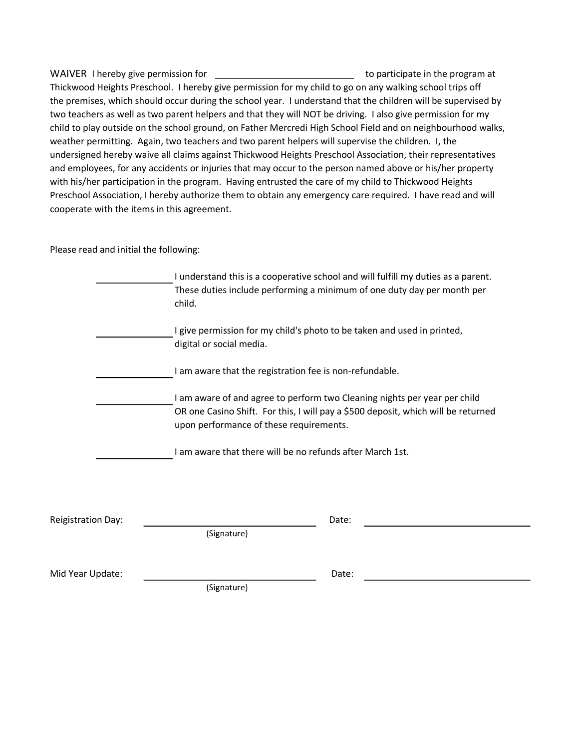WAIVER I hereby give permission for ______________________________ to participate in the program at Thickwood Heights Preschool. I hereby give permission for my child to go on any walking school trips off the premises, which should occur during the school year. I understand that the children will be supervised by two teachers as well as two parent helpers and that they will NOT be driving. I also give permission for my child to play outside on the school ground, on Father Mercredi High School Field and on neighbourhood walks, weather permitting. Again, two teachers and two parent helpers will supervise the children. I, the undersigned hereby waive all claims against Thickwood Heights Preschool Association, their representatives and employees, for any accidents or injuries that may occur to the person named above or his/her property with his/her participation in the program. Having entrusted the care of my child to Thickwood Heights Preschool Association, I hereby authorize them to obtain any emergency care required. I have read and will cooperate with the items in this agreement.

Please read and initial the following:

______________ I understand this is a cooperative school and will fulfill my duties as a parent. These duties include performing a minimum of one duty day per month per child.

______________ I give permission for my child's photo to be taken and used in printed, digital or social media.

______________ I am aware that the registration fee is non-refundable.

______________ I am aware of and agree to perform two Cleaning nights per year per child OR one Casino Shift. For this, I will pay a $500 deposit, which will be returned upon performance of these requirements.

______________ I am aware that there will be no refunds after March 1st.

Reigistration Day: ______________________________ Date: ______________________________
(Signature)

Mid Year Update: ______________________________ Date: ______________________________
(Signature)